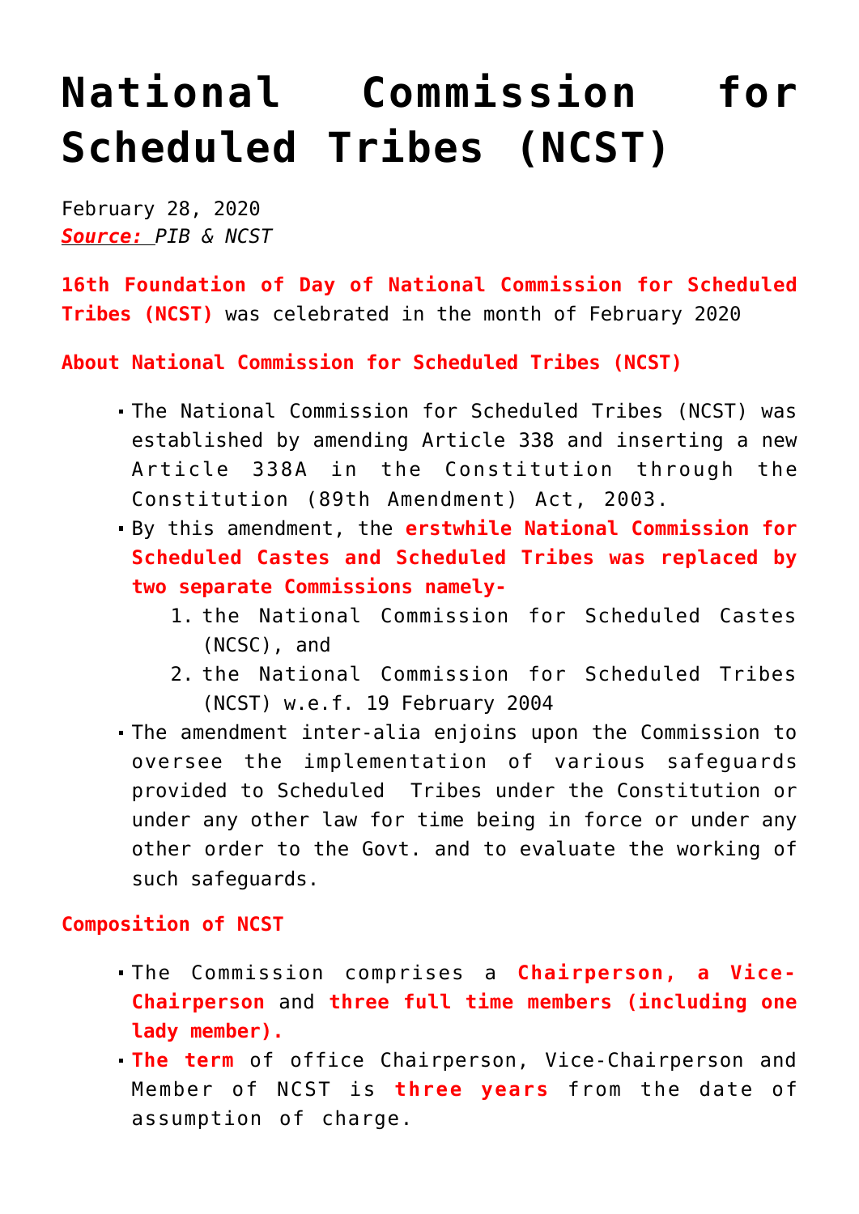# National Commission for Scheduled Tribes (NCST)

February 28, 2020
*__Source:__ PIB & NCST*

**16th Foundation of Day of National Commission for Scheduled Tribes (NCST)** was celebrated in the month of February 2020

**About National Commission for Scheduled Tribes (NCST)**

- The National Commission for Scheduled Tribes (NCST) was established by amending Article 338 and inserting a new Article 338A in the Constitution through the Constitution (89th Amendment) Act, 2003.
- By this amendment, the **erstwhile National Commission for Scheduled Castes and Scheduled Tribes was replaced by two separate Commissions namely-**
  1. the National Commission for Scheduled Castes (NCSC), and
  2. the National Commission for Scheduled Tribes (NCST) w.e.f. 19 February 2004
- The amendment inter-alia enjoins upon the Commission to oversee the implementation of various safeguards provided to Scheduled Tribes under the Constitution or under any other law for time being in force or under any other order to the Govt. and to evaluate the working of such safeguards.

**Composition of NCST**

- The Commission comprises a **Chairperson, a Vice-Chairperson** and **three full time members (including one lady member).**
- **The term** of office Chairperson, Vice-Chairperson and Member of NCST is **three years** from the date of assumption of charge.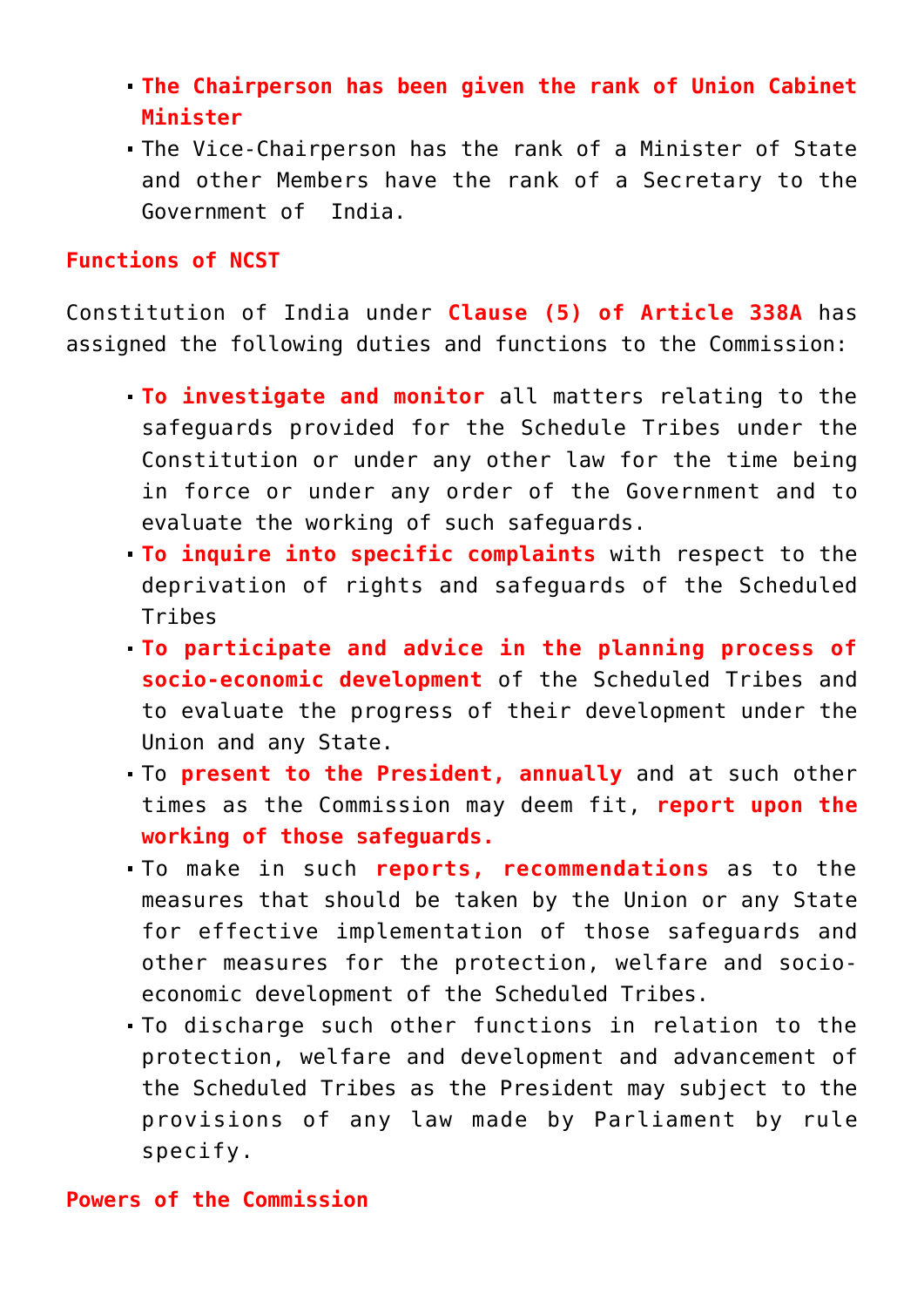- **The Chairperson has been given the rank of Union Cabinet Minister**
- The Vice-Chairperson has the rank of a Minister of State and other Members have the rank of a Secretary to the Government of India.

## Functions of NCST

Constitution of India under **Clause (5) of Article 338A** has assigned the following duties and functions to the Commission:

- **To investigate and monitor** all matters relating to the safeguards provided for the Schedule Tribes under the Constitution or under any other law for the time being in force or under any order of the Government and to evaluate the working of such safeguards.
- **To inquire into specific complaints** with respect to the deprivation of rights and safeguards of the Scheduled Tribes
- **To participate and advice in the planning process of socio-economic development** of the Scheduled Tribes and to evaluate the progress of their development under the Union and any State.
- To **present to the President, annually** and at such other times as the Commission may deem fit, **report upon the working of those safeguards.**
- To make in such **reports, recommendations** as to the measures that should be taken by the Union or any State for effective implementation of those safeguards and other measures for the protection, welfare and socio-economic development of the Scheduled Tribes.
- To discharge such other functions in relation to the protection, welfare and development and advancement of the Scheduled Tribes as the President may subject to the provisions of any law made by Parliament by rule specify.

## Powers of the Commission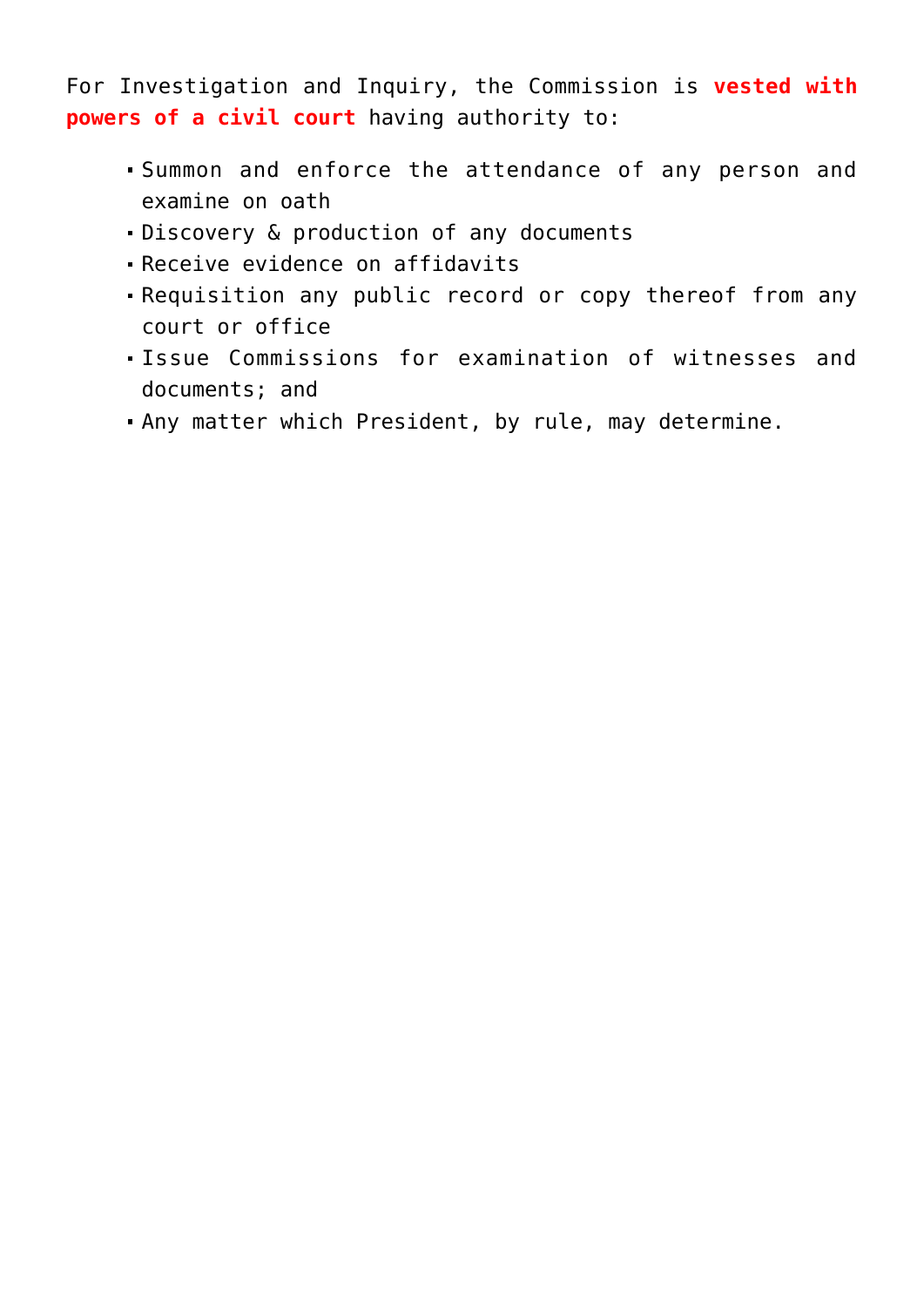For Investigation and Inquiry, the Commission is **vested with powers of a civil court** having authority to:

- Summon and enforce the attendance of any person and examine on oath
- Discovery & production of any documents
- Receive evidence on affidavits
- Requisition any public record or copy thereof from any court or office
- Issue Commissions for examination of witnesses and documents; and
- Any matter which President, by rule, may determine.